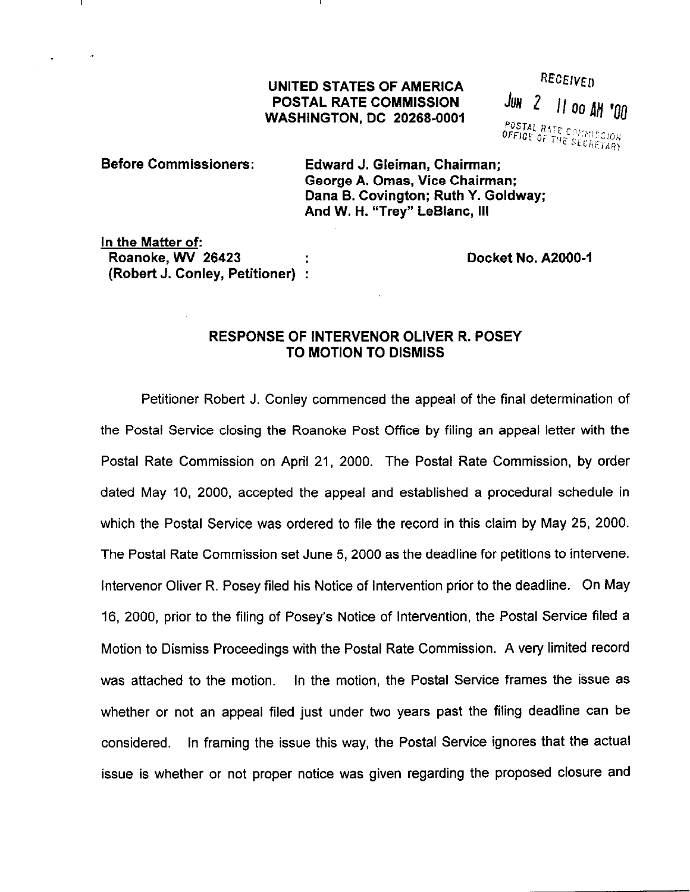**UNITED STATES OF AMERICA**
**POSTAL RATE COMMISSION**
**WASHINGTON, DC 20268-0001**

RECEIVED
JUN 2 11 00 AM '00
POSTAL RATE COMMISSION
OFFICE OF THE SECRETARY

**Before Commissioners:** **Edward J. Gleiman, Chairman;**
**George A. Omas, Vice Chairman;**
**Dana B. Covington; Ruth Y. Goldway;**
**And W. H. "Trey" LeBlanc, III**

**In the Matter of:**
**Roanoke, WV 26423** :
**(Robert J. Conley, Petitioner)** :

**Docket No. A2000-1**

## RESPONSE OF INTERVENOR OLIVER R. POSEY TO MOTION TO DISMISS

Petitioner Robert J. Conley commenced the appeal of the final determination of the Postal Service closing the Roanoke Post Office by filing an appeal letter with the Postal Rate Commission on April 21, 2000. The Postal Rate Commission, by order dated May 10, 2000, accepted the appeal and established a procedural schedule in which the Postal Service was ordered to file the record in this claim by May 25, 2000. The Postal Rate Commission set June 5, 2000 as the deadline for petitions to intervene. Intervenor Oliver R. Posey filed his Notice of Intervention prior to the deadline. On May 16, 2000, prior to the filing of Posey's Notice of Intervention, the Postal Service filed a Motion to Dismiss Proceedings with the Postal Rate Commission. A very limited record was attached to the motion. In the motion, the Postal Service frames the issue as whether or not an appeal filed just under two years past the filing deadline can be considered. In framing the issue this way, the Postal Service ignores that the actual issue is whether or not proper notice was given regarding the proposed closure and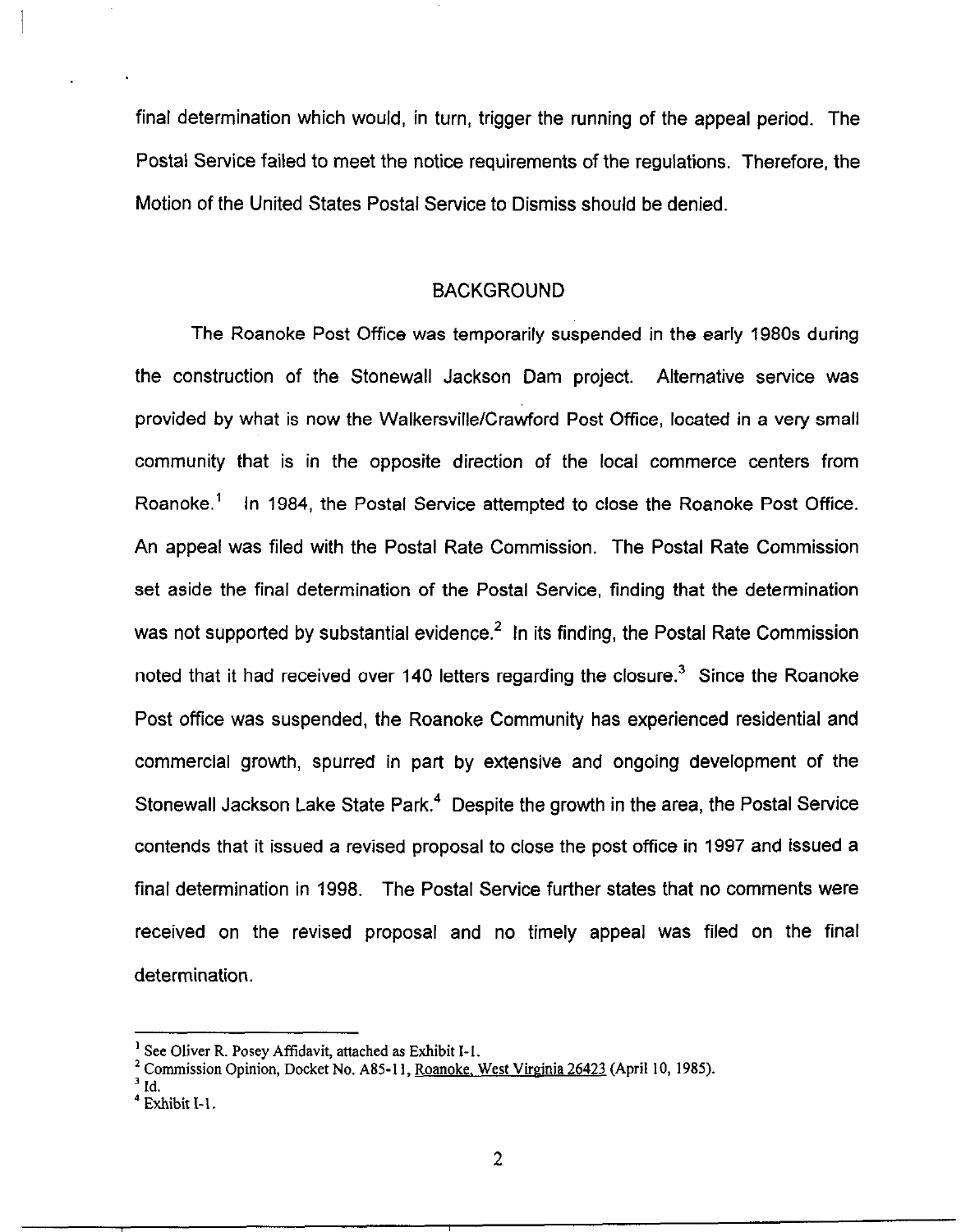final determination which would, in turn, trigger the running of the appeal period. The Postal Service failed to meet the notice requirements of the regulations. Therefore, the Motion of the United States Postal Service to Dismiss should be denied.

## BACKGROUND

The Roanoke Post Office was temporarily suspended in the early 1980s during the construction of the Stonewall Jackson Dam project. Alternative service was provided by what is now the Walkersville/Crawford Post Office, located in a very small community that is in the opposite direction of the local commerce centers from Roanoke.[1] In 1984, the Postal Service attempted to close the Roanoke Post Office. An appeal was filed with the Postal Rate Commission. The Postal Rate Commission set aside the final determination of the Postal Service, finding that the determination was not supported by substantial evidence.[2] In its finding, the Postal Rate Commission noted that it had received over 140 letters regarding the closure.[3] Since the Roanoke Post office was suspended, the Roanoke Community has experienced residential and commercial growth, spurred in part by extensive and ongoing development of the Stonewall Jackson Lake State Park.[4] Despite the growth in the area, the Postal Service contends that it issued a revised proposal to close the post office in 1997 and issued a final determination in 1998. The Postal Service further states that no comments were received on the revised proposal and no timely appeal was filed on the final determination.

---

[1] See Oliver R. Posey Affidavit, attached as Exhibit I-1.

[2] Commission Opinion, Docket No. A85-11, Roanoke, West Virginia 26423 (April 10, 1985).

[3] Id.

[4] Exhibit I-1.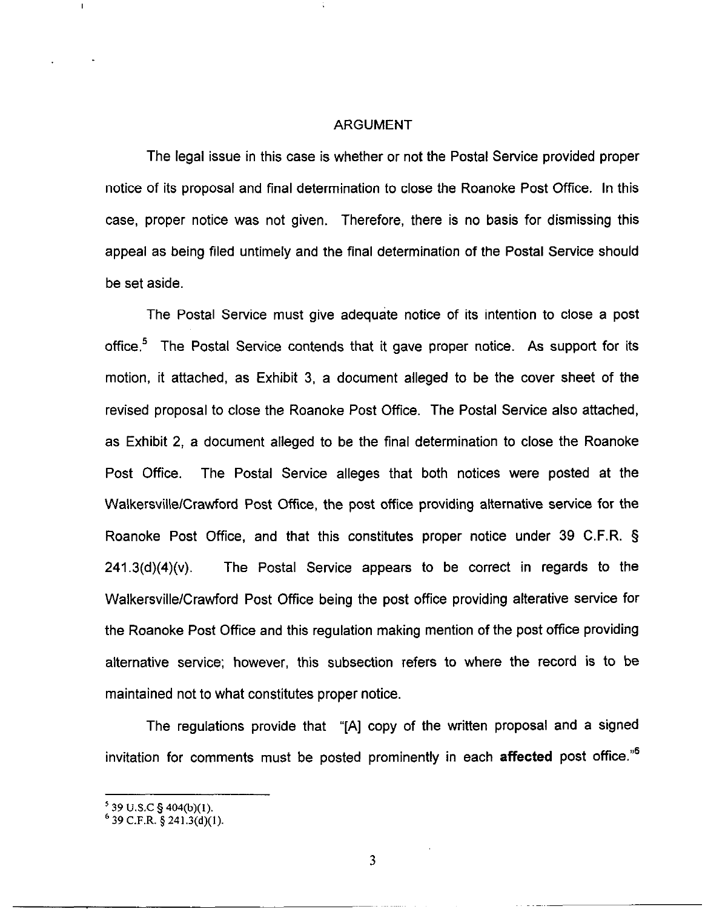## ARGUMENT

The legal issue in this case is whether or not the Postal Service provided proper notice of its proposal and final determination to close the Roanoke Post Office. In this case, proper notice was not given. Therefore, there is no basis for dismissing this appeal as being filed untimely and the final determination of the Postal Service should be set aside.

The Postal Service must give adequate notice of its intention to close a post office.[5] The Postal Service contends that it gave proper notice. As support for its motion, it attached, as Exhibit 3, a document alleged to be the cover sheet of the revised proposal to close the Roanoke Post Office. The Postal Service also attached, as Exhibit 2, a document alleged to be the final determination to close the Roanoke Post Office. The Postal Service alleges that both notices were posted at the Walkersville/Crawford Post Office, the post office providing alternative service for the Roanoke Post Office, and that this constitutes proper notice under 39 C.F.R. § 241.3(d)(4)(v). The Postal Service appears to be correct in regards to the Walkersville/Crawford Post Office being the post office providing alterative service for the Roanoke Post Office and this regulation making mention of the post office providing alternative service; however, this subsection refers to where the record is to be maintained not to what constitutes proper notice.

The regulations provide that "[A] copy of the written proposal and a signed invitation for comments must be posted prominently in each **affected** post office."[6]

---

[5] 39 U.S.C § 404(b)(1).

[6] 39 C.F.R. § 241.3(d)(1).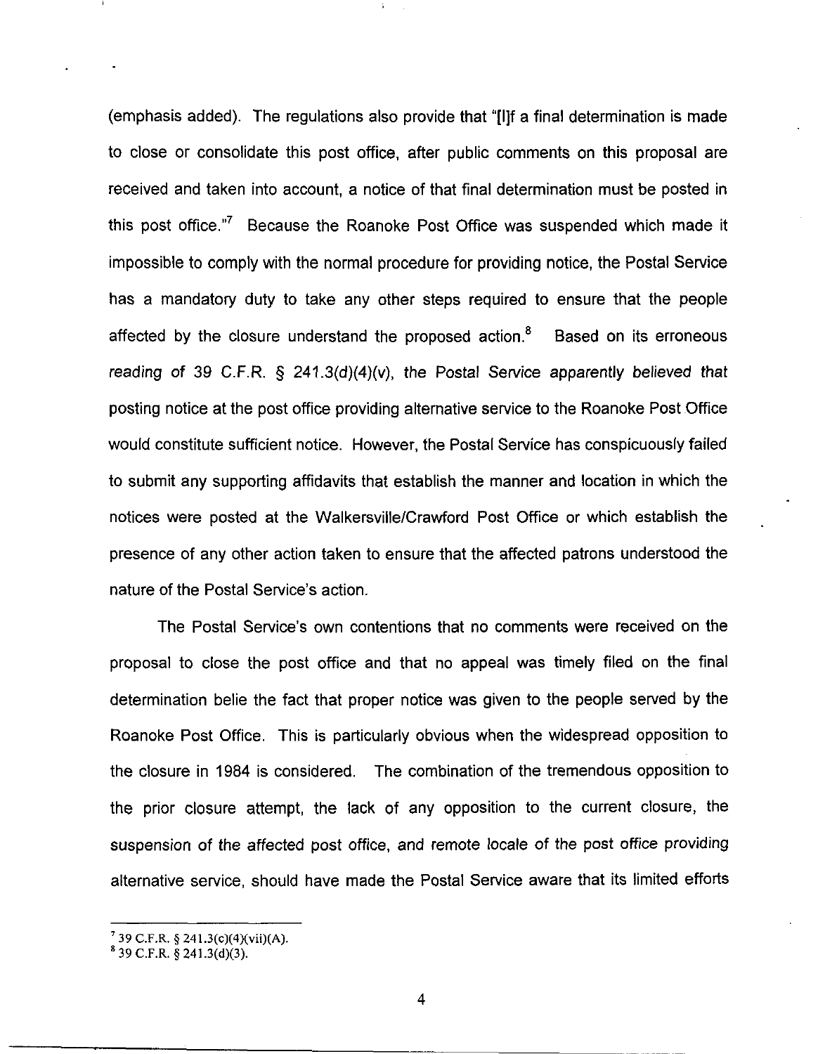(emphasis added). The regulations also provide that "[I]f a final determination is made to close or consolidate this post office, after public comments on this proposal are received and taken into account, a notice of that final determination must be posted in this post office."[7] Because the Roanoke Post Office was suspended which made it impossible to comply with the normal procedure for providing notice, the Postal Service has a mandatory duty to take any other steps required to ensure that the people affected by the closure understand the proposed action.[8] Based on its erroneous reading of 39 C.F.R. § 241.3(d)(4)(v), the Postal Service apparently believed that posting notice at the post office providing alternative service to the Roanoke Post Office would constitute sufficient notice. However, the Postal Service has conspicuously failed to submit any supporting affidavits that establish the manner and location in which the notices were posted at the Walkersville/Crawford Post Office or which establish the presence of any other action taken to ensure that the affected patrons understood the nature of the Postal Service's action.

The Postal Service's own contentions that no comments were received on the proposal to close the post office and that no appeal was timely filed on the final determination belie the fact that proper notice was given to the people served by the Roanoke Post Office. This is particularly obvious when the widespread opposition to the closure in 1984 is considered. The combination of the tremendous opposition to the prior closure attempt, the lack of any opposition to the current closure, the suspension of the affected post office, and remote locale of the post office providing alternative service, should have made the Postal Service aware that its limited efforts

---

[7] 39 C.F.R. § 241.3(c)(4)(vii)(A).

[8] 39 C.F.R. § 241.3(d)(3).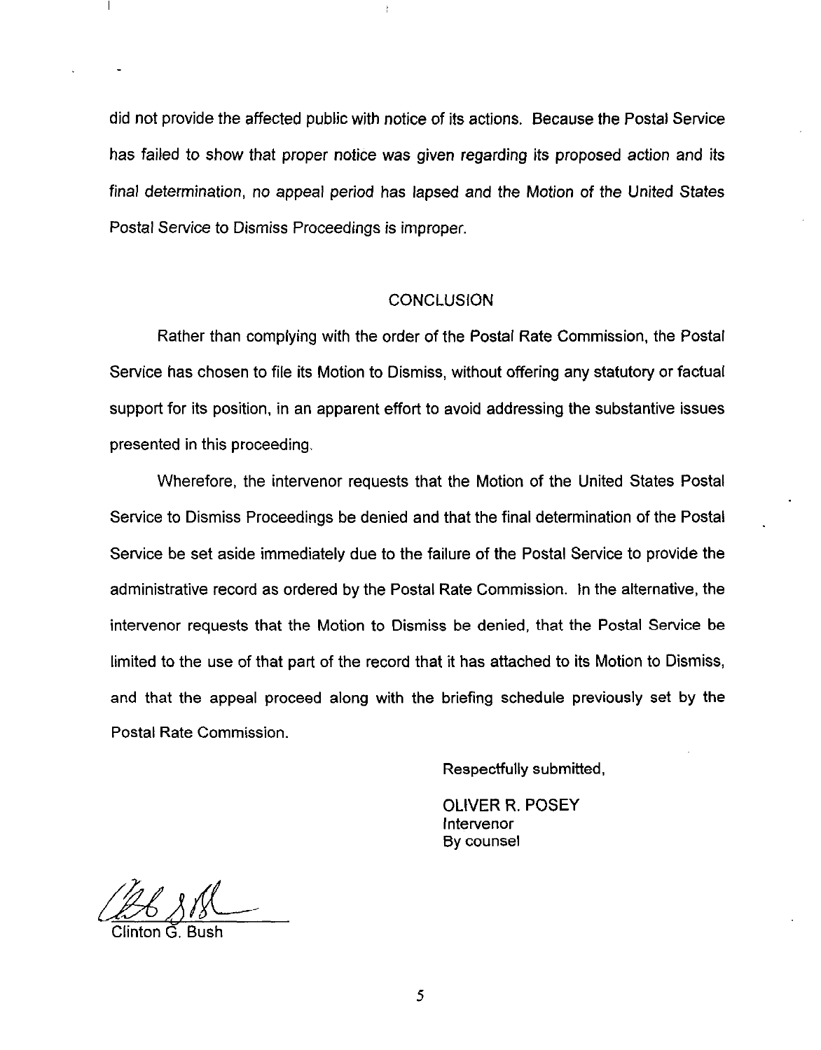did not provide the affected public with notice of its actions. Because the Postal Service has failed to show that proper notice was given regarding its proposed action and its final determination, no appeal period has lapsed and the Motion of the United States Postal Service to Dismiss Proceedings is improper.

## CONCLUSION

Rather than complying with the order of the Postal Rate Commission, the Postal Service has chosen to file its Motion to Dismiss, without offering any statutory or factual support for its position, in an apparent effort to avoid addressing the substantive issues presented in this proceeding.

Wherefore, the intervenor requests that the Motion of the United States Postal Service to Dismiss Proceedings be denied and that the final determination of the Postal Service be set aside immediately due to the failure of the Postal Service to provide the administrative record as ordered by the Postal Rate Commission. In the alternative, the intervenor requests that the Motion to Dismiss be denied, that the Postal Service be limited to the use of that part of the record that it has attached to its Motion to Dismiss, and that the appeal proceed along with the briefing schedule previously set by the Postal Rate Commission.

Respectfully submitted,

OLIVER R. POSEY
Intervenor
By counsel

Clinton G. Bush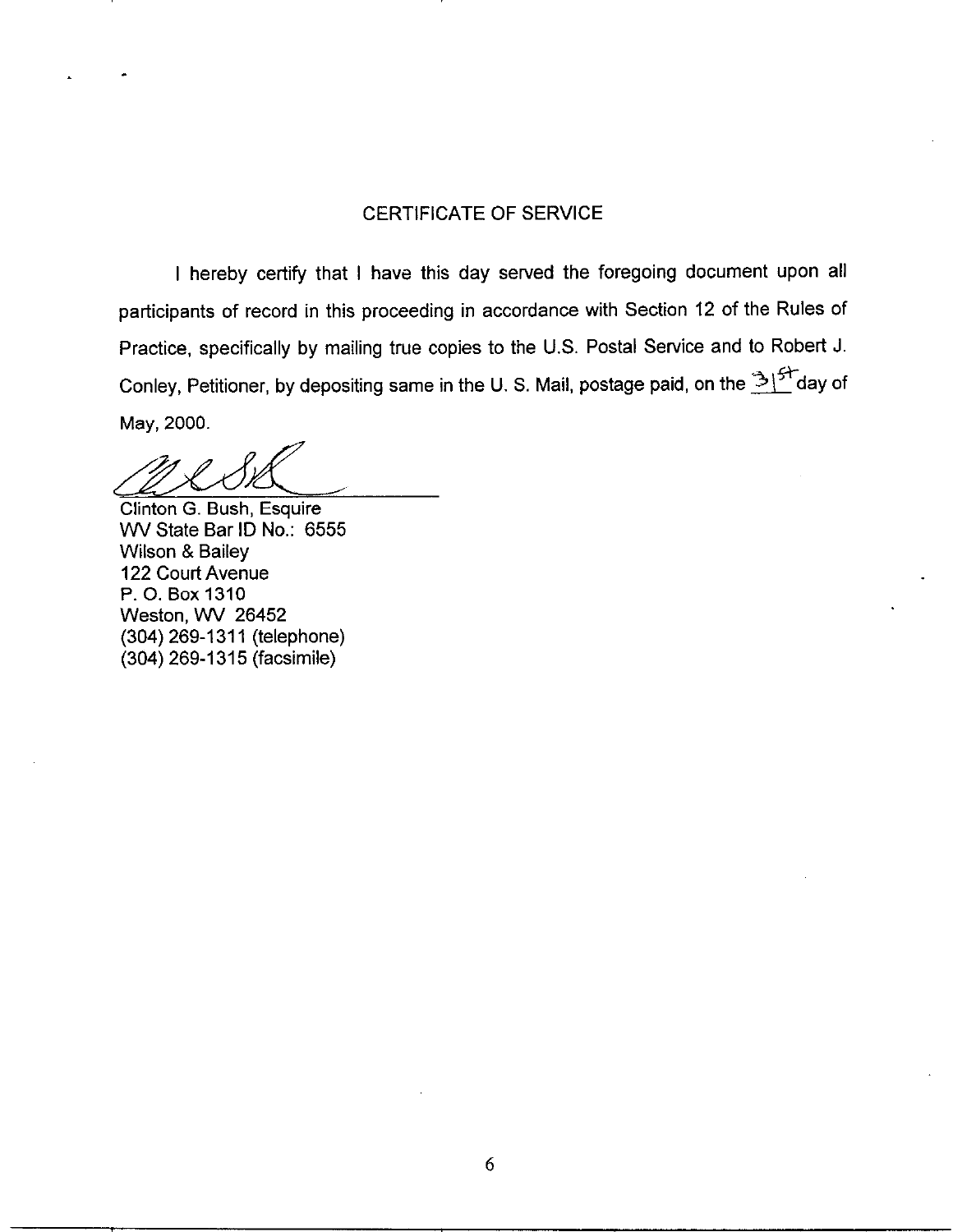## CERTIFICATE OF SERVICE

I hereby certify that I have this day served the foregoing document upon all participants of record in this proceeding in accordance with Section 12 of the Rules of Practice, specifically by mailing true copies to the U.S. Postal Service and to Robert J. Conley, Petitioner, by depositing same in the U. S. Mail, postage paid, on the 31st day of May, 2000.

Clinton G. Bush, Esquire
WV State Bar ID No.: 6555
Wilson & Bailey
122 Court Avenue
P. O. Box 1310
Weston, WV 26452
(304) 269-1311 (telephone)
(304) 269-1315 (facsimile)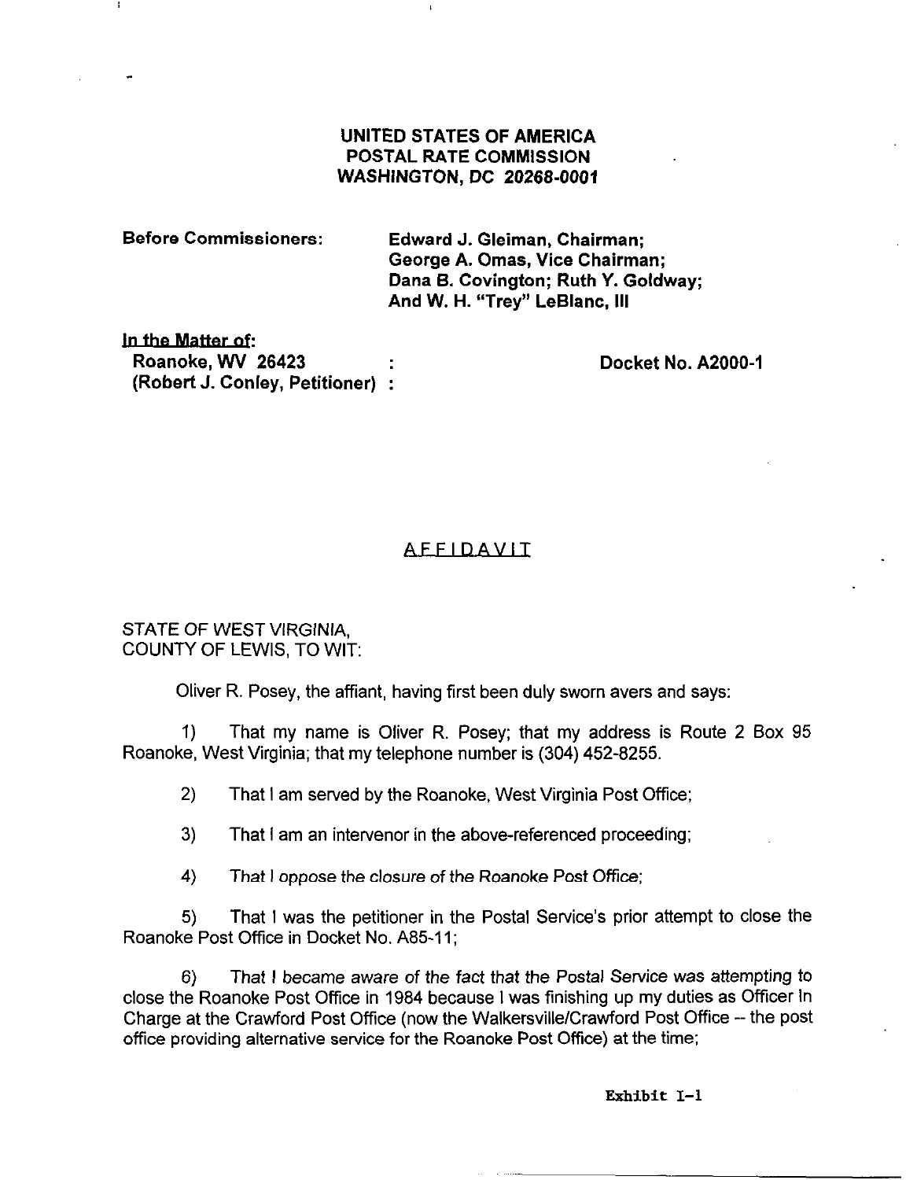**UNITED STATES OF AMERICA**
**POSTAL RATE COMMISSION**
**WASHINGTON, DC 20268-0001**

**Before Commissioners:** **Edward J. Gleiman, Chairman; George A. Omas, Vice Chairman; Dana B. Covington; Ruth Y. Goldway; And W. H. "Trey" LeBlanc, III**

**In the Matter of:**
**Roanoke, WV 26423** :
**(Robert J. Conley, Petitioner)** :

**Docket No. A2000-1**

## AFFIDAVIT

STATE OF WEST VIRGINIA,
COUNTY OF LEWIS, TO WIT:

Oliver R. Posey, the affiant, having first been duly sworn avers and says:

1) That my name is Oliver R. Posey; that my address is Route 2 Box 95 Roanoke, West Virginia; that my telephone number is (304) 452-8255.

2) That I am served by the Roanoke, West Virginia Post Office;

3) That I am an intervenor in the above-referenced proceeding;

4) *That I oppose the closure of the Roanoke Post Office;*

5) That I was the petitioner in the Postal Service's prior attempt to close the Roanoke Post Office in Docket No. A85-11;

6) That I *became aware of the fact that the Postal Service was attempting to* close the Roanoke Post Office in 1984 because I was finishing up my duties as Officer In Charge at the Crawford Post Office (now the Walkersville/Crawford Post Office -- the post office providing alternative service for the Roanoke Post Office) at the time;

Exhibit I-1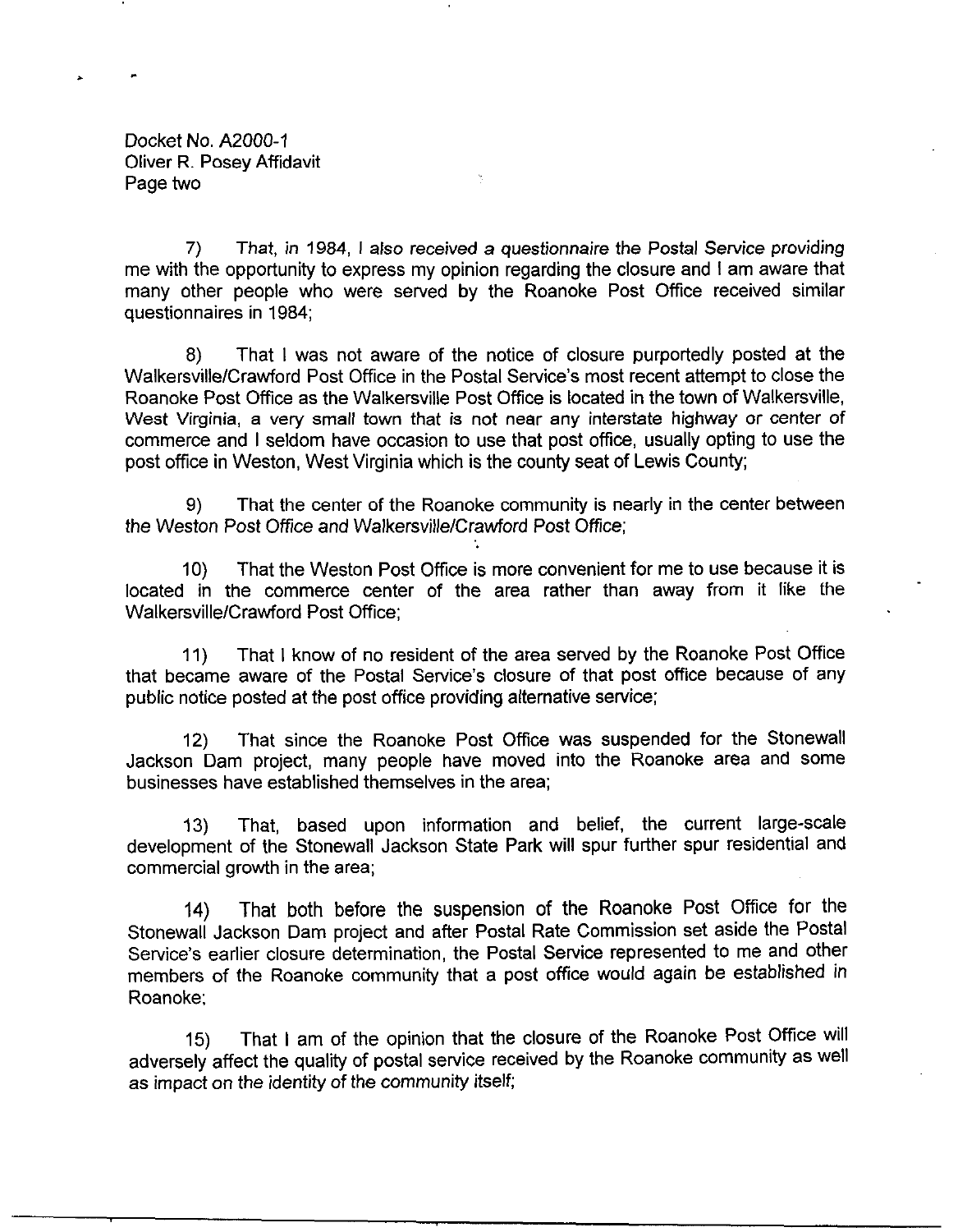Docket No. A2000-1
Oliver R. Posey Affidavit
Page two

7) That, in 1984, I also received a questionnaire the Postal Service providing me with the opportunity to express my opinion regarding the closure and I am aware that many other people who were served by the Roanoke Post Office received similar questionnaires in 1984;

8) That I was not aware of the notice of closure purportedly posted at the Walkersville/Crawford Post Office in the Postal Service's most recent attempt to close the Roanoke Post Office as the Walkersville Post Office is located in the town of Walkersville, West Virginia, a very small town that is not near any interstate highway or center of commerce and I seldom have occasion to use that post office, usually opting to use the post office in Weston, West Virginia which is the county seat of Lewis County;

9) That the center of the Roanoke community is nearly in the center between the Weston Post Office and Walkersville/Crawford Post Office;

10) That the Weston Post Office is more convenient for me to use because it is located in the commerce center of the area rather than away from it like the Walkersville/Crawford Post Office;

11) That I know of no resident of the area served by the Roanoke Post Office that became aware of the Postal Service's closure of that post office because of any public notice posted at the post office providing alternative service;

12) That since the Roanoke Post Office was suspended for the Stonewall Jackson Dam project, many people have moved into the Roanoke area and some businesses have established themselves in the area;

13) That, based upon information and belief, the current large-scale development of the Stonewall Jackson State Park will spur further spur residential and commercial growth in the area;

14) That both before the suspension of the Roanoke Post Office for the Stonewall Jackson Dam project and after Postal Rate Commission set aside the Postal Service's earlier closure determination, the Postal Service represented to me and other members of the Roanoke community that a post office would again be established in Roanoke;

15) That I am of the opinion that the closure of the Roanoke Post Office will adversely affect the quality of postal service received by the Roanoke community as well as impact on the identity of the community itself;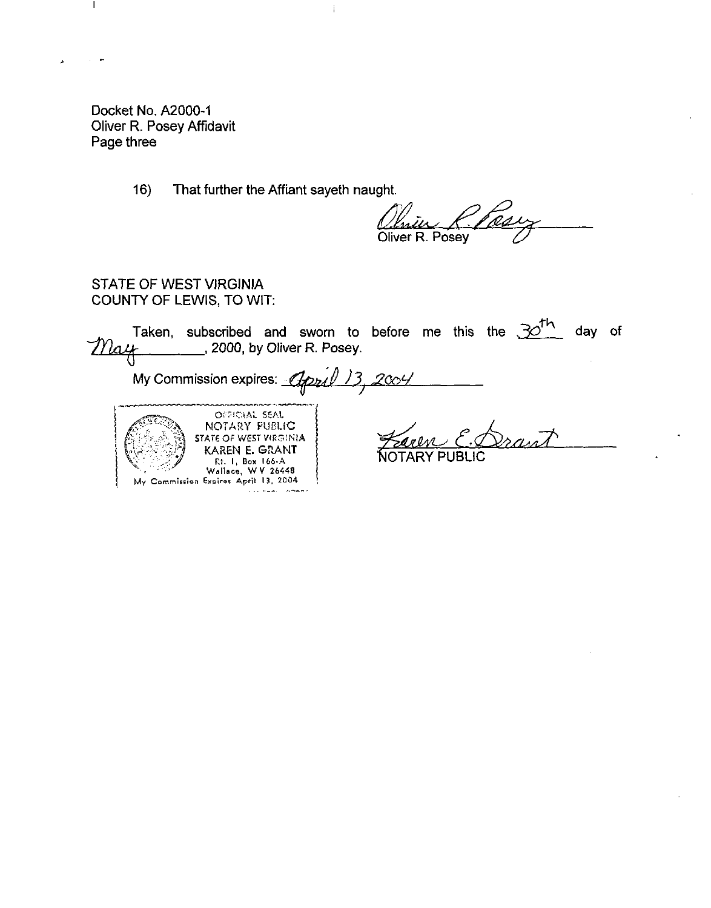Docket No. A2000-1
Oliver R. Posey Affidavit
Page three

16) That further the Affiant sayeth naught.

Oliver R. Posey

STATE OF WEST VIRGINIA
COUNTY OF LEWIS, TO WIT:

Taken, subscribed and sworn to before me this the 30th day of May, 2000, by Oliver R. Posey.

My Commission expires: April 13, 2004

OFFICIAL SEAL
NOTARY PUBLIC
STATE OF WEST VIRGINIA
KAREN E. GRANT
Rt. 1, Box 166-A
Wallace, W V 26448
My Commission Expires April 13, 2004

Karen E. Grant
NOTARY PUBLIC